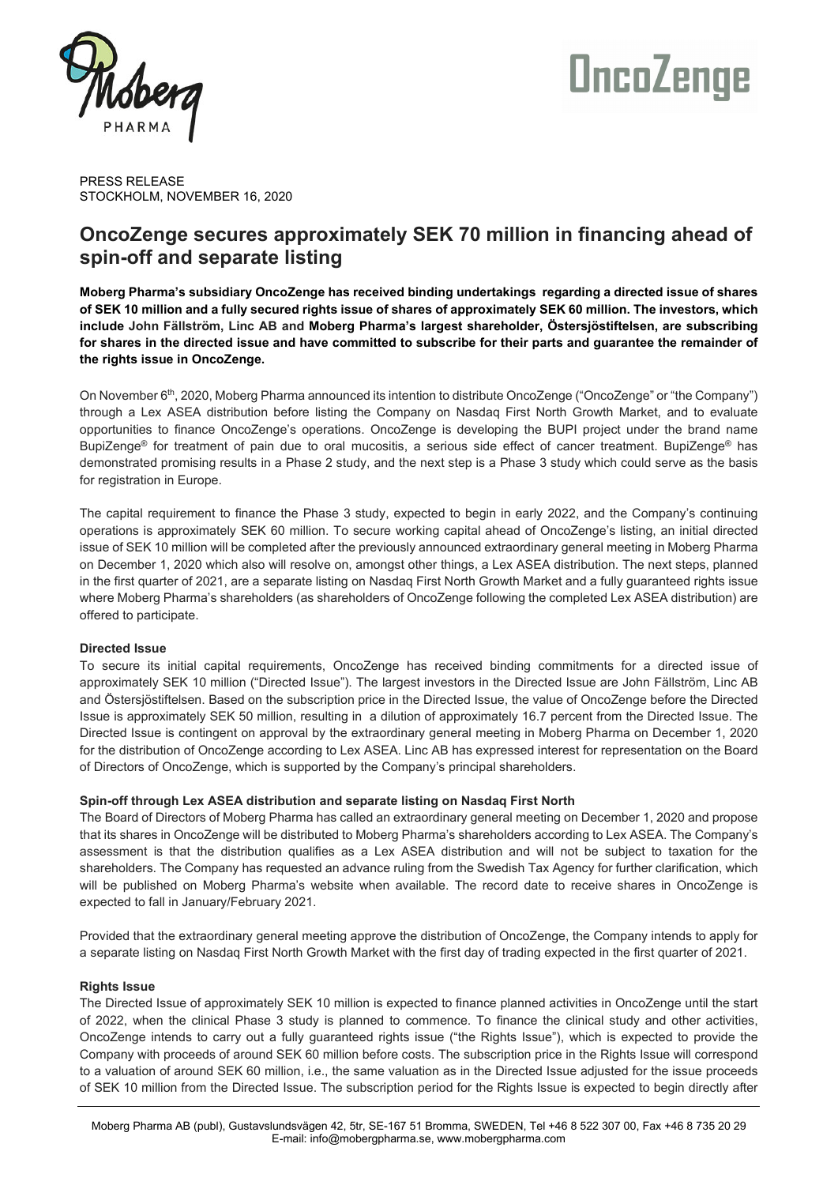PRESS RELEASE
STOCKHOLM, NOVEMBER 16, 2020

# OncoZenge secures approximately SEK 70 million in financing ahead of spin-off and separate listing

**Moberg Pharma's subsidiary OncoZenge has received binding undertakings regarding a directed issue of shares of SEK 10 million and a fully secured rights issue of shares of approximately SEK 60 million. The investors, which include John Fällström, Linc AB and Moberg Pharma's largest shareholder, Östersjöstiftelsen, are subscribing for shares in the directed issue and have committed to subscribe for their parts and guarantee the remainder of the rights issue in OncoZenge.**

On November 6th, 2020, Moberg Pharma announced its intention to distribute OncoZenge ("OncoZenge" or "the Company") through a Lex ASEA distribution before listing the Company on Nasdaq First North Growth Market, and to evaluate opportunities to finance OncoZenge's operations. OncoZenge is developing the BUPI project under the brand name BupiZenge® for treatment of pain due to oral mucositis, a serious side effect of cancer treatment. BupiZenge® has demonstrated promising results in a Phase 2 study, and the next step is a Phase 3 study which could serve as the basis for registration in Europe.

The capital requirement to finance the Phase 3 study, expected to begin in early 2022, and the Company's continuing operations is approximately SEK 60 million. To secure working capital ahead of OncoZenge's listing, an initial directed issue of SEK 10 million will be completed after the previously announced extraordinary general meeting in Moberg Pharma on December 1, 2020 which also will resolve on, amongst other things, a Lex ASEA distribution. The next steps, planned in the first quarter of 2021, are a separate listing on Nasdaq First North Growth Market and a fully guaranteed rights issue where Moberg Pharma's shareholders (as shareholders of OncoZenge following the completed Lex ASEA distribution) are offered to participate.

### Directed Issue

To secure its initial capital requirements, OncoZenge has received binding commitments for a directed issue of approximately SEK 10 million ("Directed Issue"). The largest investors in the Directed Issue are John Fällström, Linc AB and Östersjöstiftelsen. Based on the subscription price in the Directed Issue, the value of OncoZenge before the Directed Issue is approximately SEK 50 million, resulting in a dilution of approximately 16.7 percent from the Directed Issue. The Directed Issue is contingent on approval by the extraordinary general meeting in Moberg Pharma on December 1, 2020 for the distribution of OncoZenge according to Lex ASEA. Linc AB has expressed interest for representation on the Board of Directors of OncoZenge, which is supported by the Company's principal shareholders.

### Spin-off through Lex ASEA distribution and separate listing on Nasdaq First North

The Board of Directors of Moberg Pharma has called an extraordinary general meeting on December 1, 2020 and propose that its shares in OncoZenge will be distributed to Moberg Pharma's shareholders according to Lex ASEA. The Company's assessment is that the distribution qualifies as a Lex ASEA distribution and will not be subject to taxation for the shareholders. The Company has requested an advance ruling from the Swedish Tax Agency for further clarification, which will be published on Moberg Pharma's website when available. The record date to receive shares in OncoZenge is expected to fall in January/February 2021.

Provided that the extraordinary general meeting approve the distribution of OncoZenge, the Company intends to apply for a separate listing on Nasdaq First North Growth Market with the first day of trading expected in the first quarter of 2021.

### Rights Issue

The Directed Issue of approximately SEK 10 million is expected to finance planned activities in OncoZenge until the start of 2022, when the clinical Phase 3 study is planned to commence. To finance the clinical study and other activities, OncoZenge intends to carry out a fully guaranteed rights issue ("the Rights Issue"), which is expected to provide the Company with proceeds of around SEK 60 million before costs. The subscription price in the Rights Issue will correspond to a valuation of around SEK 60 million, i.e., the same valuation as in the Directed Issue adjusted for the issue proceeds of SEK 10 million from the Directed Issue. The subscription period for the Rights Issue is expected to begin directly after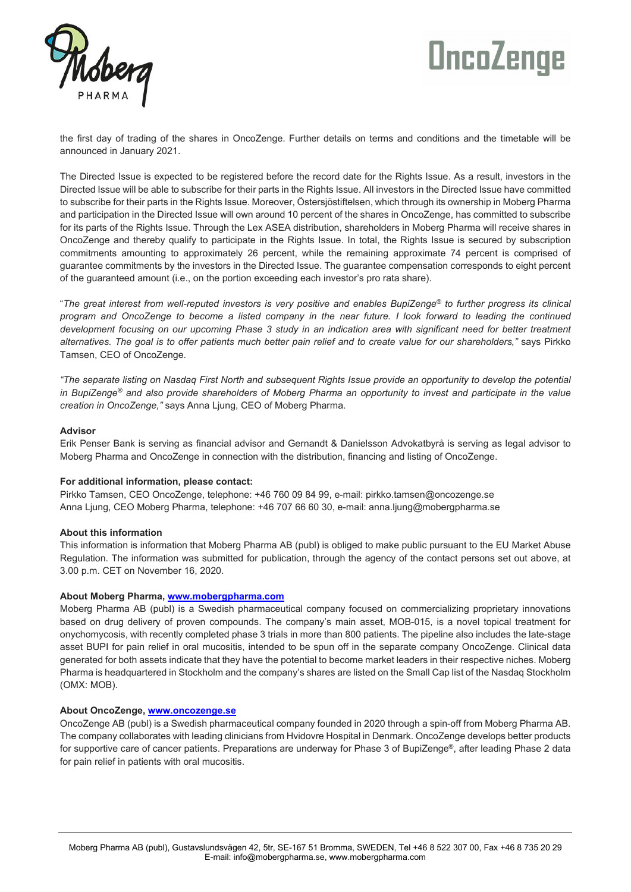the first day of trading of the shares in OncoZenge. Further details on terms and conditions and the timetable will be announced in January 2021.

The Directed Issue is expected to be registered before the record date for the Rights Issue. As a result, investors in the Directed Issue will be able to subscribe for their parts in the Rights Issue. All investors in the Directed Issue have committed to subscribe for their parts in the Rights Issue. Moreover, Östersjöstiftelsen, which through its ownership in Moberg Pharma and participation in the Directed Issue will own around 10 percent of the shares in OncoZenge, has committed to subscribe for its parts of the Rights Issue. Through the Lex ASEA distribution, shareholders in Moberg Pharma will receive shares in OncoZenge and thereby qualify to participate in the Rights Issue. In total, the Rights Issue is secured by subscription commitments amounting to approximately 26 percent, while the remaining approximate 74 percent is comprised of guarantee commitments by the investors in the Directed Issue. The guarantee compensation corresponds to eight percent of the guaranteed amount (i.e., on the portion exceeding each investor's pro rata share).

"*The great interest from well-reputed investors is very positive and enables BupiZenge® to further progress its clinical program and OncoZenge to become a listed company in the near future. I look forward to leading the continued development focusing on our upcoming Phase 3 study in an indication area with significant need for better treatment alternatives. The goal is to offer patients much better pain relief and to create value for our shareholders,"* says Pirkko Tamsen, CEO of OncoZenge.

*"The separate listing on Nasdaq First North and subsequent Rights Issue provide an opportunity to develop the potential in BupiZenge® and also provide shareholders of Moberg Pharma an opportunity to invest and participate in the value creation in OncoZenge,"* says Anna Ljung, CEO of Moberg Pharma.

**Advisor**

Erik Penser Bank is serving as financial advisor and Gernandt & Danielsson Advokatbyrå is serving as legal advisor to Moberg Pharma and OncoZenge in connection with the distribution, financing and listing of OncoZenge.

**For additional information, please contact:**

Pirkko Tamsen, CEO OncoZenge, telephone: +46 760 09 84 99, e-mail: pirkko.tamsen@oncozenge.se
Anna Ljung, CEO Moberg Pharma, telephone: +46 707 66 60 30, e-mail: anna.ljung@mobergpharma.se

**About this information**

This information is information that Moberg Pharma AB (publ) is obliged to make public pursuant to the EU Market Abuse Regulation. The information was submitted for publication, through the agency of the contact persons set out above, at 3.00 p.m. CET on November 16, 2020.

**About Moberg Pharma, www.mobergpharma.com**

Moberg Pharma AB (publ) is a Swedish pharmaceutical company focused on commercializing proprietary innovations based on drug delivery of proven compounds. The company's main asset, MOB-015, is a novel topical treatment for onychomycosis, with recently completed phase 3 trials in more than 800 patients. The pipeline also includes the late-stage asset BUPI for pain relief in oral mucositis, intended to be spun off in the separate company OncoZenge. Clinical data generated for both assets indicate that they have the potential to become market leaders in their respective niches. Moberg Pharma is headquartered in Stockholm and the company's shares are listed on the Small Cap list of the Nasdaq Stockholm (OMX: MOB).

**About OncoZenge, www.oncozenge.se**

OncoZenge AB (publ) is a Swedish pharmaceutical company founded in 2020 through a spin-off from Moberg Pharma AB. The company collaborates with leading clinicians from Hvidovre Hospital in Denmark. OncoZenge develops better products for supportive care of cancer patients. Preparations are underway for Phase 3 of BupiZenge®, after leading Phase 2 data for pain relief in patients with oral mucositis.